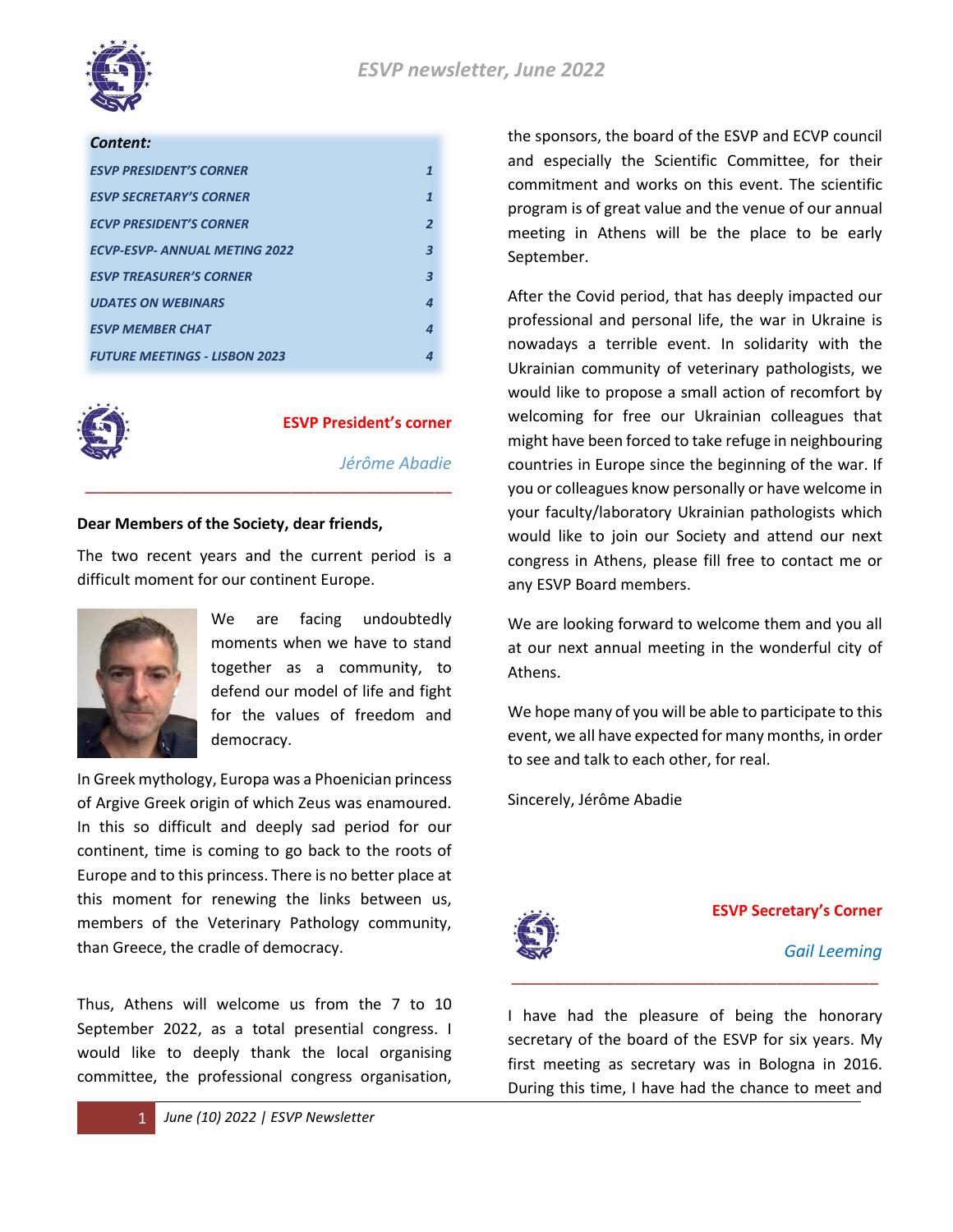# ESVP newsletter, June 2022

**Content:**

| | |
|---|---|
| *ESVP PRESIDENT'S CORNER* | *1* |
| *ESVP SECRETARY'S CORNER* | *1* |
| *ECVP PRESIDENT'S CORNER* | *2* |
| *ECVP-ESVP- ANNUAL METING 2022* | *3* |
| *ESVP TREASURER'S CORNER* | *3* |
| *UDATES ON WEBINARS* | *4* |
| *ESVP MEMBER CHAT* | *4* |
| *FUTURE MEETINGS - LISBON 2023* | *4* |

## ESVP President's corner

*Jérôme Abadie*

**Dear Members of the Society, dear friends,**

The two recent years and the current period is a difficult moment for our continent Europe.

We are facing undoubtedly moments when we have to stand together as a community, to defend our model of life and fight for the values of freedom and democracy.

In Greek mythology, Europa was a Phoenician princess of Argive Greek origin of which Zeus was enamoured. In this so difficult and deeply sad period for our continent, time is coming to go back to the roots of Europe and to this princess. There is no better place at this moment for renewing the links between us, members of the Veterinary Pathology community, than Greece, the cradle of democracy.

Thus, Athens will welcome us from the 7 to 10 September 2022, as a total presential congress. I would like to deeply thank the local organising committee, the professional congress organisation, the sponsors, the board of the ESVP and ECVP council and especially the Scientific Committee, for their commitment and works on this event. The scientific program is of great value and the venue of our annual meeting in Athens will be the place to be early September.

After the Covid period, that has deeply impacted our professional and personal life, the war in Ukraine is nowadays a terrible event. In solidarity with the Ukrainian community of veterinary pathologists, we would like to propose a small action of recomfort by welcoming for free our Ukrainian colleagues that might have been forced to take refuge in neighbouring countries in Europe since the beginning of the war. If you or colleagues know personally or have welcome in your faculty/laboratory Ukrainian pathologists which would like to join our Society and attend our next congress in Athens, please fill free to contact me or any ESVP Board members.

We are looking forward to welcome them and you all at our next annual meeting in the wonderful city of Athens.

We hope many of you will be able to participate to this event, we all have expected for many months, in order to see and talk to each other, for real.

Sincerely, Jérôme Abadie

## ESVP Secretary's Corner

*Gail Leeming*

I have had the pleasure of being the honorary secretary of the board of the ESVP for six years. My first meeting as secretary was in Bologna in 2016. During this time, I have had the chance to meet and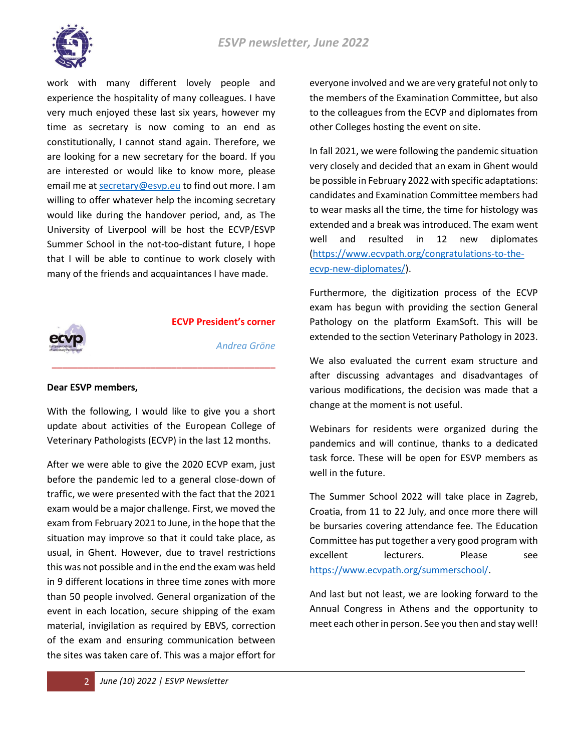work with many different lovely people and experience the hospitality of many colleagues. I have very much enjoyed these last six years, however my time as secretary is now coming to an end as constitutionally, I cannot stand again. Therefore, we are looking for a new secretary for the board. If you are interested or would like to know more, please email me at secretary@esvp.eu to find out more. I am willing to offer whatever help the incoming secretary would like during the handover period, and, as The University of Liverpool will be host the ECVP/ESVP Summer School in the not-too-distant future, I hope that I will be able to continue to work closely with many of the friends and acquaintances I have made.

## ECVP President's corner

*Andrea Gröne*

**Dear ESVP members,**

With the following, I would like to give you a short update about activities of the European College of Veterinary Pathologists (ECVP) in the last 12 months.

After we were able to give the 2020 ECVP exam, just before the pandemic led to a general close-down of traffic, we were presented with the fact that the 2021 exam would be a major challenge. First, we moved the exam from February 2021 to June, in the hope that the situation may improve so that it could take place, as usual, in Ghent. However, due to travel restrictions this was not possible and in the end the exam was held in 9 different locations in three time zones with more than 50 people involved. General organization of the event in each location, secure shipping of the exam material, invigilation as required by EBVS, correction of the exam and ensuring communication between the sites was taken care of. This was a major effort for everyone involved and we are very grateful not only to the members of the Examination Committee, but also to the colleagues from the ECVP and diplomates from other Colleges hosting the event on site.

In fall 2021, we were following the pandemic situation very closely and decided that an exam in Ghent would be possible in February 2022 with specific adaptations: candidates and Examination Committee members had to wear masks all the time, the time for histology was extended and a break was introduced. The exam went well and resulted in 12 new diplomates (https://www.ecvpath.org/congratulations-to-the-ecvp-new-diplomates/).

Furthermore, the digitization process of the ECVP exam has begun with providing the section General Pathology on the platform ExamSoft. This will be extended to the section Veterinary Pathology in 2023.

We also evaluated the current exam structure and after discussing advantages and disadvantages of various modifications, the decision was made that a change at the moment is not useful.

Webinars for residents were organized during the pandemics and will continue, thanks to a dedicated task force. These will be open for ESVP members as well in the future.

The Summer School 2022 will take place in Zagreb, Croatia, from 11 to 22 July, and once more there will be bursaries covering attendance fee. The Education Committee has put together a very good program with excellent lecturers. Please see https://www.ecvpath.org/summerschool/.

And last but not least, we are looking forward to the Annual Congress in Athens and the opportunity to meet each other in person. See you then and stay well!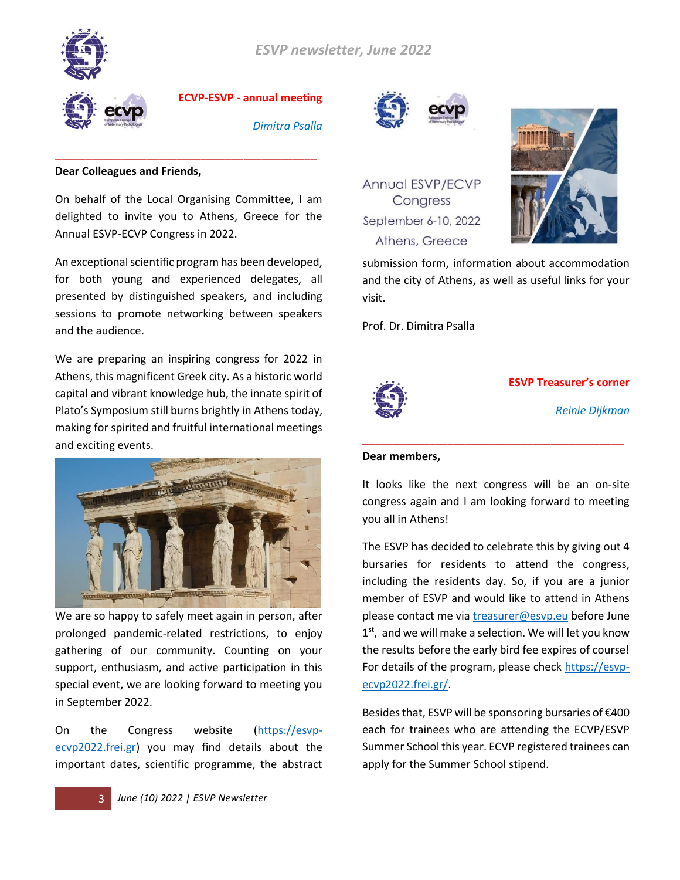## ECVP-ESVP - annual meeting

*Dimitra Psalla*

**Dear Colleagues and Friends,**

On behalf of the Local Organising Committee, I am delighted to invite you to Athens, Greece for the Annual ESVP-ECVP Congress in 2022.

An exceptional scientific program has been developed, for both young and experienced delegates, all presented by distinguished speakers, and including sessions to promote networking between speakers and the audience.

We are preparing an inspiring congress for 2022 in Athens, this magnificent Greek city. As a historic world capital and vibrant knowledge hub, the innate spirit of Plato's Symposium still burns brightly in Athens today, making for spirited and fruitful international meetings and exciting events.

We are so happy to safely meet again in person, after prolonged pandemic-related restrictions, to enjoy gathering of our community. Counting on your support, enthusiasm, and active participation in this special event, we are looking forward to meeting you in September 2022.

On the Congress website (https://esvp-ecvp2022.frei.gr) you may find details about the important dates, scientific programme, the abstract submission form, information about accommodation and the city of Athens, as well as useful links for your visit.

Annual ESVP/ECVP Congress
September 6-10, 2022
Athens, Greece

Prof. Dr. Dimitra Psalla

## ESVP Treasurer's corner

*Reinie Dijkman*

**Dear members,**

It looks like the next congress will be an on-site congress again and I am looking forward to meeting you all in Athens!

The ESVP has decided to celebrate this by giving out 4 bursaries for residents to attend the congress, including the residents day. So, if you are a junior member of ESVP and would like to attend in Athens please contact me via treasurer@esvp.eu before June 1st, and we will make a selection. We will let you know the results before the early bird fee expires of course! For details of the program, please check https://esvp-ecvp2022.frei.gr/.

Besides that, ESVP will be sponsoring bursaries of €400 each for trainees who are attending the ECVP/ESVP Summer School this year. ECVP registered trainees can apply for the Summer School stipend.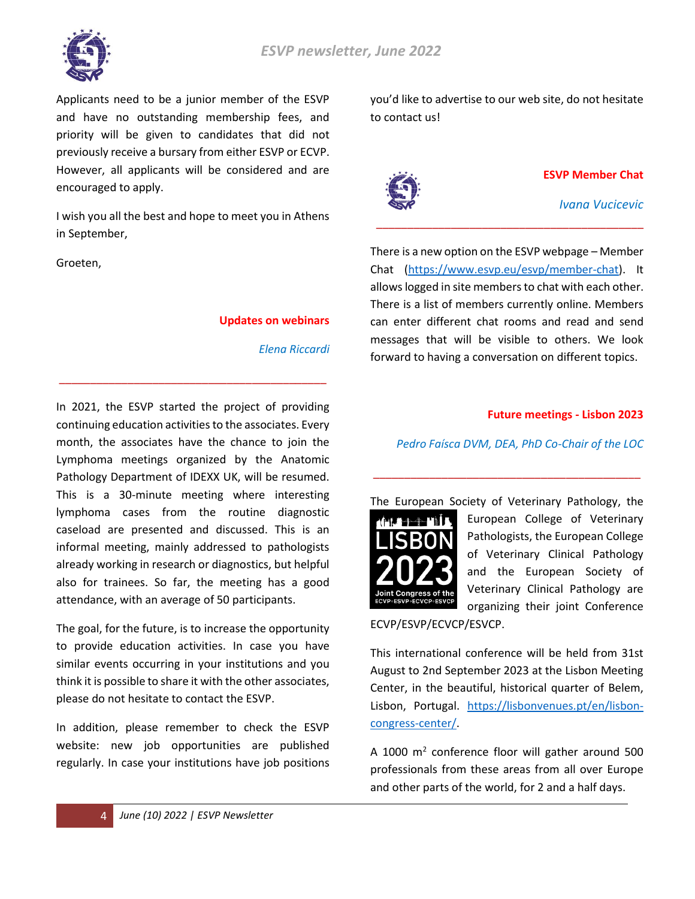Applicants need to be a junior member of the ESVP and have no outstanding membership fees, and priority will be given to candidates that did not previously receive a bursary from either ESVP or ECVP. However, all applicants will be considered and are encouraged to apply.

I wish you all the best and hope to meet you in Athens in September,

Groeten,

## Updates on webinars

*Elena Riccardi*

---

In 2021, the ESVP started the project of providing continuing education activities to the associates. Every month, the associates have the chance to join the Lymphoma meetings organized by the Anatomic Pathology Department of IDEXX UK, will be resumed. This is a 30-minute meeting where interesting lymphoma cases from the routine diagnostic caseload are presented and discussed. This is an informal meeting, mainly addressed to pathologists already working in research or diagnostics, but helpful also for trainees. So far, the meeting has a good attendance, with an average of 50 participants.

The goal, for the future, is to increase the opportunity to provide education activities. In case you have similar events occurring in your institutions and you think it is possible to share it with the other associates, please do not hesitate to contact the ESVP.

In addition, please remember to check the ESVP website: new job opportunities are published regularly. In case your institutions have job positions you'd like to advertise to our web site, do not hesitate to contact us!

## ESVP Member Chat

*Ivana Vucicevic*

---

There is a new option on the ESVP webpage – Member Chat ([https://www.esvp.eu/esvp/member-chat](https://www.esvp.eu/esvp/member-chat)). It allows logged in site members to chat with each other. There is a list of members currently online. Members can enter different chat rooms and read and send messages that will be visible to others. We look forward to having a conversation on different topics.

## Future meetings - Lisbon 2023

*Pedro Faísca DVM, DEA, PhD Co-Chair of the LOC*

---

The European Society of Veterinary Pathology, the European College of Veterinary Pathologists, the European College of Veterinary Clinical Pathology and the European Society of Veterinary Clinical Pathology are organizing their joint Conference ECVP/ESVP/ECVCP/ESVCP.

This international conference will be held from 31st August to 2nd September 2023 at the Lisbon Meeting Center, in the beautiful, historical quarter of Belem, Lisbon, Portugal. [https://lisbonvenues.pt/en/lisbon-congress-center/](https://lisbonvenues.pt/en/lisbon-congress-center/).

A 1000 $m^2$ conference floor will gather around 500 professionals from these areas from all over Europe and other parts of the world, for 2 and a half days.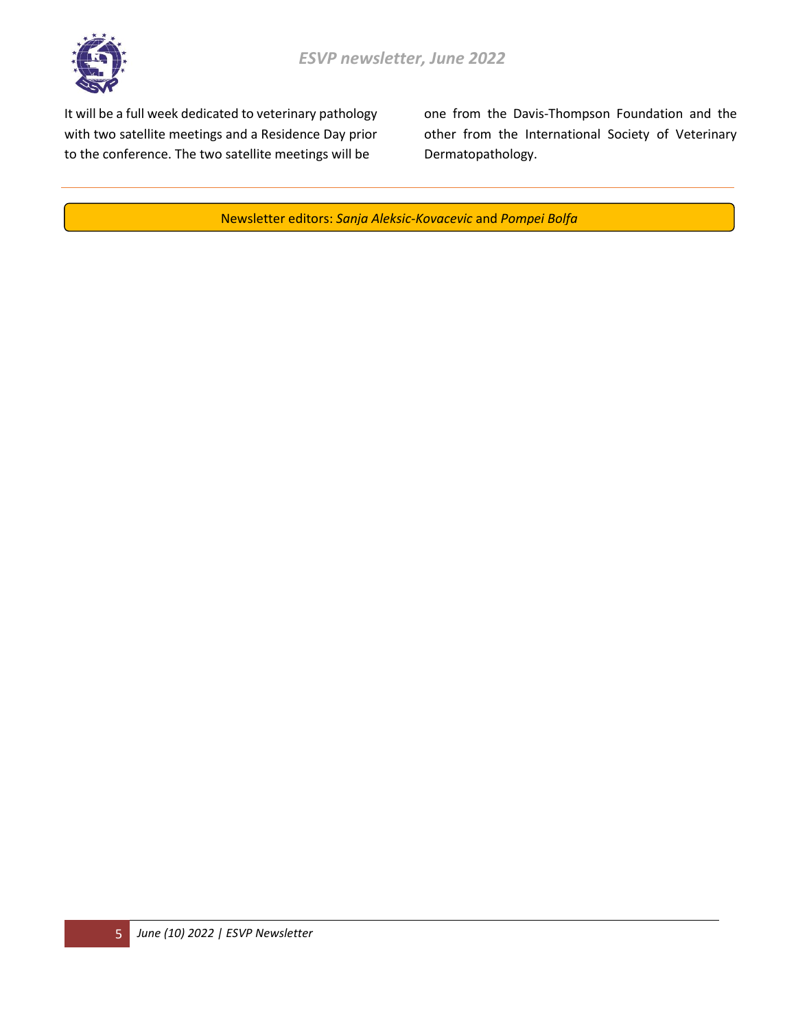It will be a full week dedicated to veterinary pathology with two satellite meetings and a Residence Day prior to the conference. The two satellite meetings will be one from the Davis-Thompson Foundation and the other from the International Society of Veterinary Dermatopathology.

---

Newsletter editors: *Sanja Aleksic-Kovacevic* and *Pompei Bolfa*